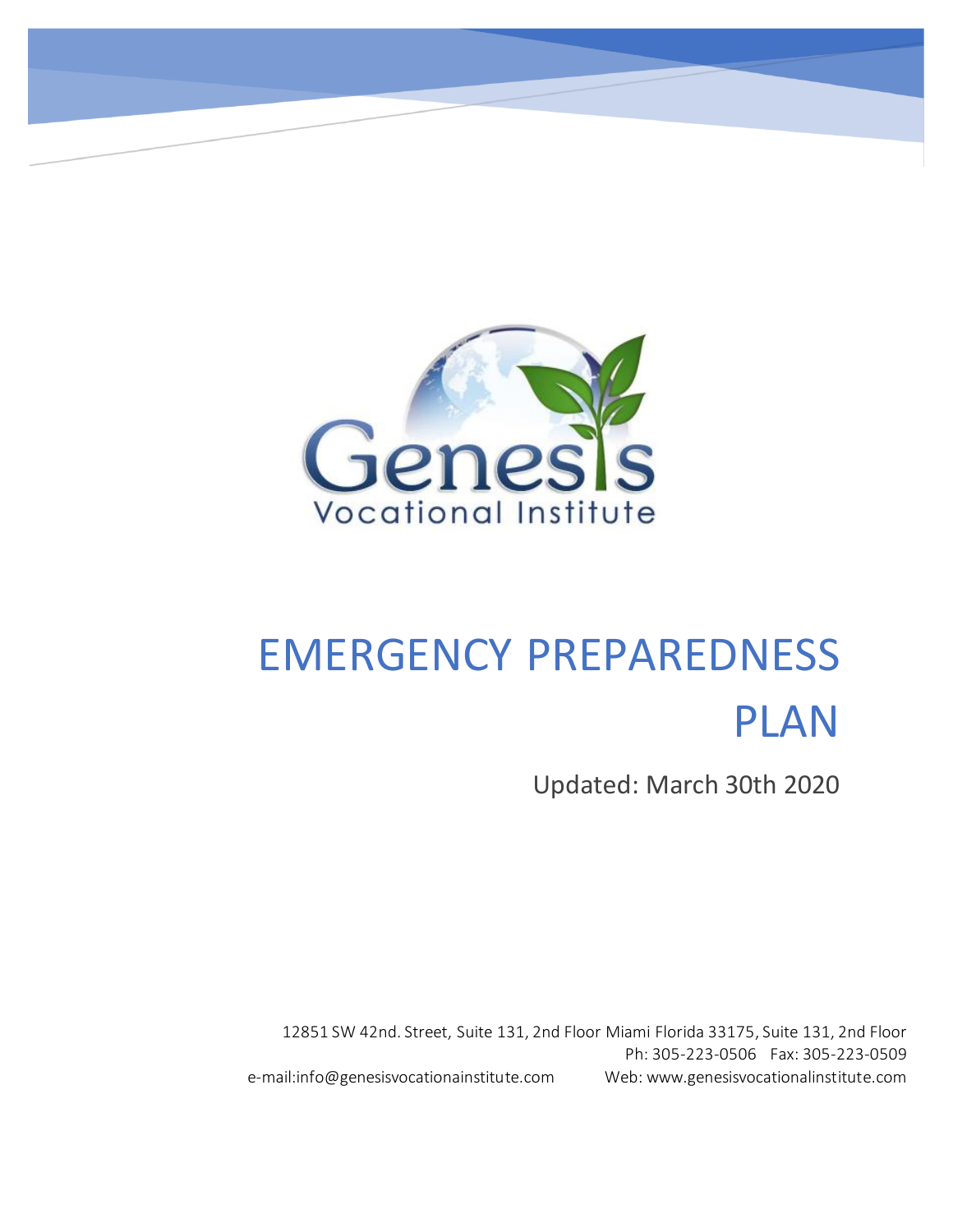Genesis Vocational Institute

# EMERGENCY PREPAREDNESS PLAN

Updated: March 30th 2020

12851 SW 42nd. Street, Suite 131, 2nd Floor Miami Florida 33175, Suite 131, 2nd Floor
Ph: 305-223-0506 Fax: 305-223-0509
e-mail:info@genesisvocationainstitute.com Web: www.genesisvocationalinstitute.com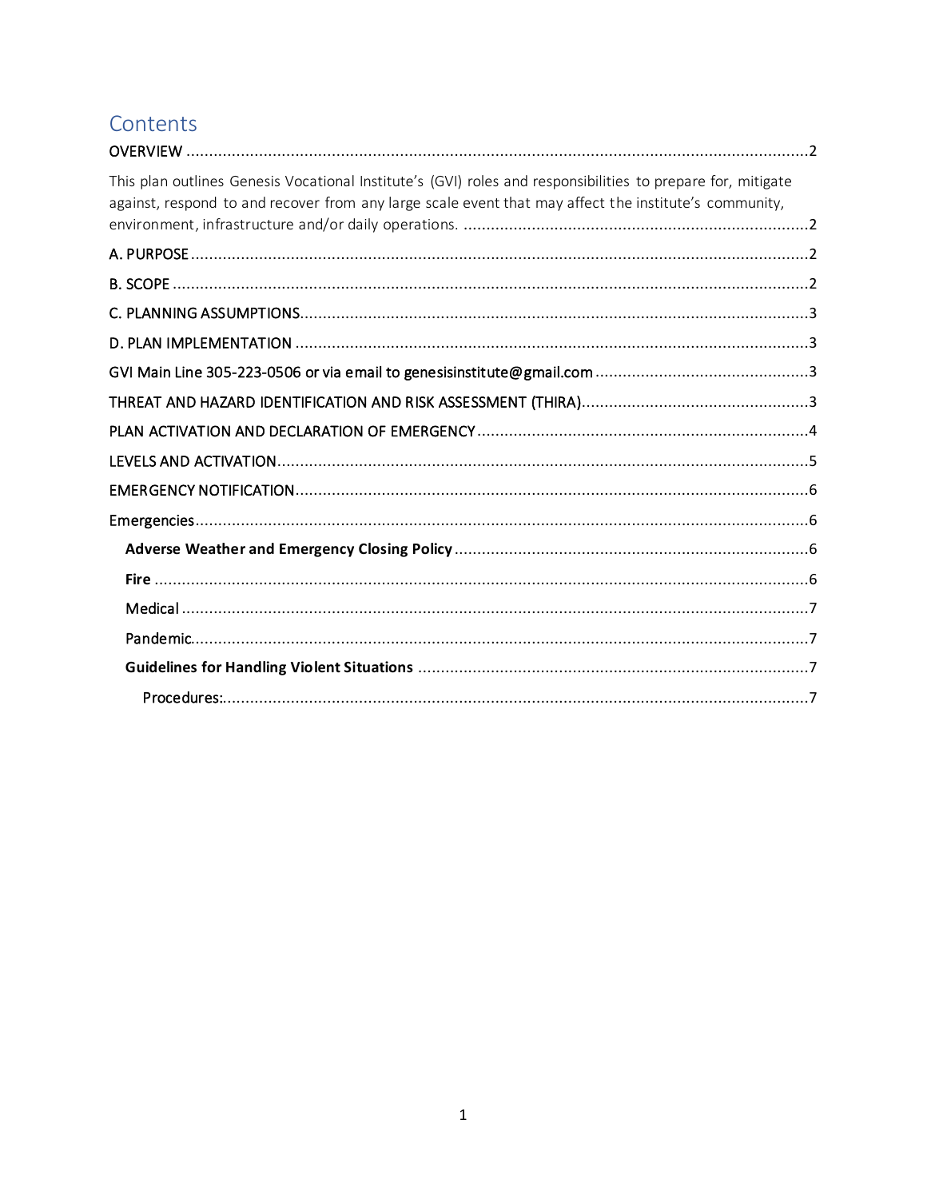# Contents

OVERVIEW ........................................................................................................................................2

This plan outlines Genesis Vocational Institute's (GVI) roles and responsibilities to prepare for, mitigate against, respond to and recover from any large scale event that may affect the institute's community, environment, infrastructure and/or daily operations. ............................................................................2

A. PURPOSE ........................................................................................................................................2

B. SCOPE ............................................................................................................................................2

C. PLANNING ASSUMPTIONS................................................................................................................3

D. PLAN IMPLEMENTATION ..................................................................................................................3

GVI Main Line 305-223-0506 or via email to genesisinstitute@gmail.com ...............................................3

THREAT AND HAZARD IDENTIFICATION AND RISK ASSESSMENT (THIRA)..................................................3

PLAN ACTIVATION AND DECLARATION OF EMERGENCY .........................................................................4

LEVELS AND ACTIVATION.....................................................................................................................5

EMERGENCY NOTIFICATION.................................................................................................................6

Emergencies.......................................................................................................................................6

- **Adverse Weather and Emergency Closing Policy** .............................................................................6
- **Fire** .................................................................................................................................................6
- Medical ..........................................................................................................................................7
- Pandemic.........................................................................................................................................7
- **Guidelines for Handling Violent Situations** ......................................................................................7
  - Procedures:.................................................................................................................................7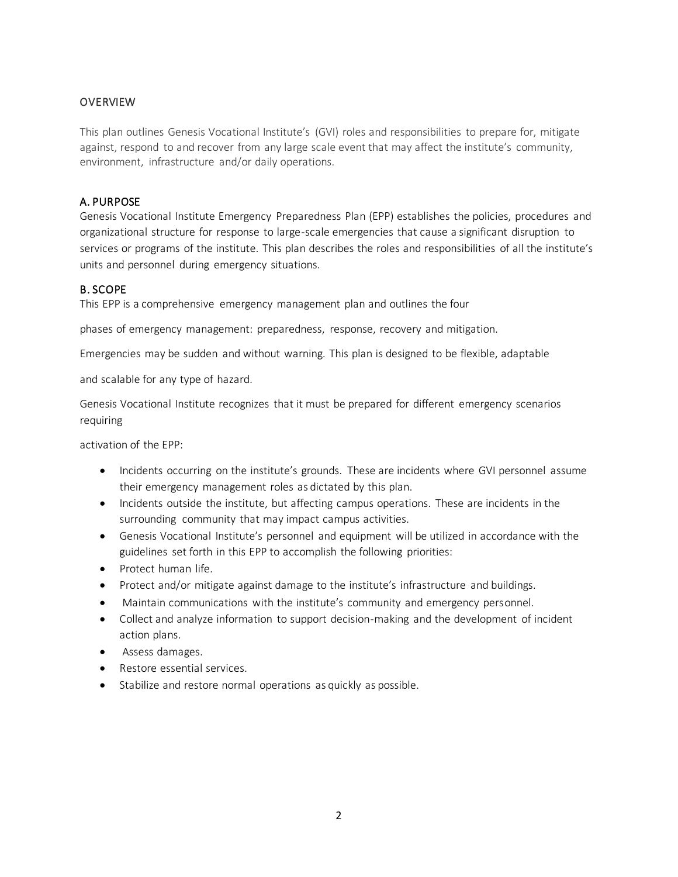## OVERVIEW

This plan outlines Genesis Vocational Institute's (GVI) roles and responsibilities to prepare for, mitigate against, respond to and recover from any large scale event that may affect the institute's community, environment, infrastructure and/or daily operations.

### A. PURPOSE

Genesis Vocational Institute Emergency Preparedness Plan (EPP) establishes the policies, procedures and organizational structure for response to large-scale emergencies that cause a significant disruption to services or programs of the institute. This plan describes the roles and responsibilities of all the institute's units and personnel during emergency situations.

### B. SCOPE

This EPP is a comprehensive emergency management plan and outlines the four

phases of emergency management: preparedness, response, recovery and mitigation.

Emergencies may be sudden and without warning. This plan is designed to be flexible, adaptable

and scalable for any type of hazard.

Genesis Vocational Institute recognizes that it must be prepared for different emergency scenarios requiring

activation of the EPP:

- Incidents occurring on the institute's grounds. These are incidents where GVI personnel assume their emergency management roles as dictated by this plan.
- Incidents outside the institute, but affecting campus operations. These are incidents in the surrounding community that may impact campus activities.
- Genesis Vocational Institute's personnel and equipment will be utilized in accordance with the guidelines set forth in this EPP to accomplish the following priorities:
- Protect human life.
- Protect and/or mitigate against damage to the institute's infrastructure and buildings.
- Maintain communications with the institute's community and emergency personnel.
- Collect and analyze information to support decision-making and the development of incident action plans.
- Assess damages.
- Restore essential services.
- Stabilize and restore normal operations as quickly as possible.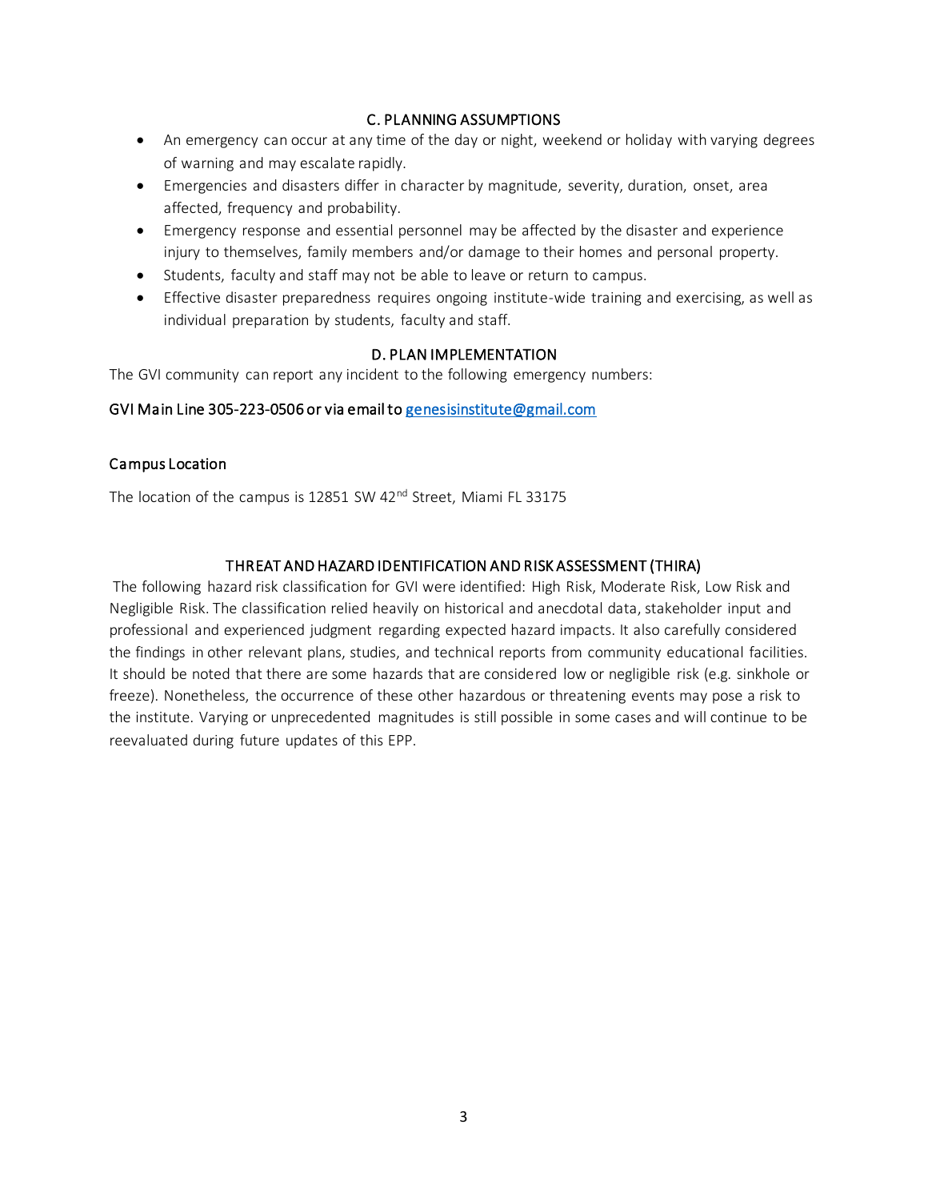## C. PLANNING ASSUMPTIONS

- An emergency can occur at any time of the day or night, weekend or holiday with varying degrees of warning and may escalate rapidly.
- Emergencies and disasters differ in character by magnitude, severity, duration, onset, area affected, frequency and probability.
- Emergency response and essential personnel may be affected by the disaster and experience injury to themselves, family members and/or damage to their homes and personal property.
- Students, faculty and staff may not be able to leave or return to campus.
- Effective disaster preparedness requires ongoing institute-wide training and exercising, as well as individual preparation by students, faculty and staff.

## D. PLAN IMPLEMENTATION

The GVI community can report any incident to the following emergency numbers:

GVI Main Line 305-223-0506 or via email to genesisinstitute@gmail.com

### Campus Location

The location of the campus is 12851 SW 42nd Street, Miami FL 33175

## THREAT AND HAZARD IDENTIFICATION AND RISK ASSESSMENT (THIRA)

The following hazard risk classification for GVI were identified: High Risk, Moderate Risk, Low Risk and Negligible Risk. The classification relied heavily on historical and anecdotal data, stakeholder input and professional and experienced judgment regarding expected hazard impacts. It also carefully considered the findings in other relevant plans, studies, and technical reports from community educational facilities. It should be noted that there are some hazards that are considered low or negligible risk (e.g. sinkhole or freeze). Nonetheless, the occurrence of these other hazardous or threatening events may pose a risk to the institute. Varying or unprecedented magnitudes is still possible in some cases and will continue to be reevaluated during future updates of this EPP.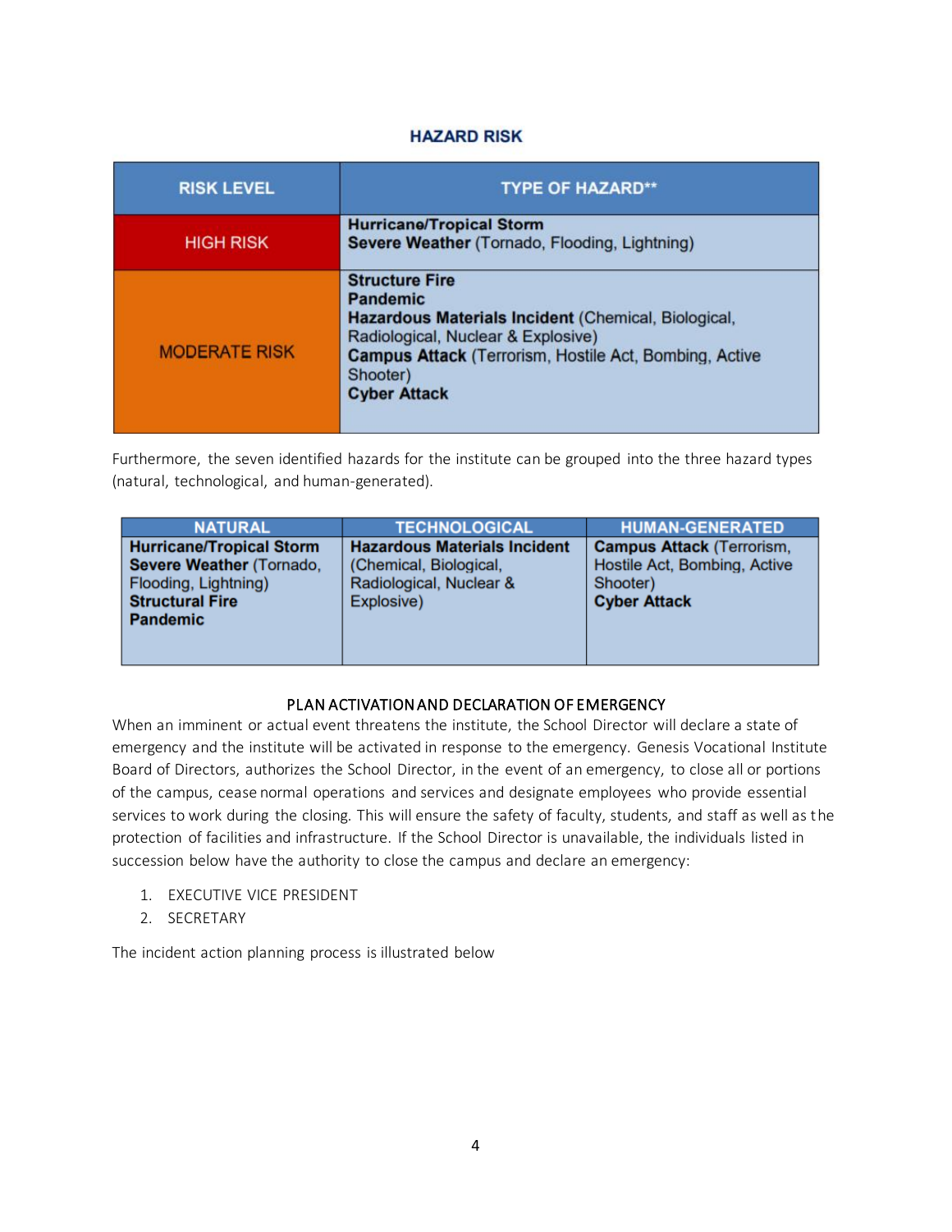## HAZARD RISK

| RISK LEVEL | TYPE OF HAZARD** |
| --- | --- |
| HIGH RISK | **Hurricane/Tropical Storm**<br>**Severe Weather** (Tornado, Flooding, Lightning) |
| MODERATE RISK | **Structure Fire**<br>**Pandemic**<br>**Hazardous Materials Incident** (Chemical, Biological, Radiological, Nuclear & Explosive)<br>**Campus Attack** (Terrorism, Hostile Act, Bombing, Active Shooter)<br>**Cyber Attack** |

Furthermore, the seven identified hazards for the institute can be grouped into the three hazard types (natural, technological, and human-generated).

| NATURAL | TECHNOLOGICAL | HUMAN-GENERATED |
| --- | --- | --- |
| **Hurricane/Tropical Storm**<br>**Severe Weather** (Tornado, Flooding, Lightning)<br>**Structural Fire**<br>**Pandemic** | **Hazardous Materials Incident** (Chemical, Biological, Radiological, Nuclear & Explosive) | **Campus Attack** (Terrorism, Hostile Act, Bombing, Active Shooter)<br>**Cyber Attack** |

## PLAN ACTIVATION AND DECLARATION OF EMERGENCY

When an imminent or actual event threatens the institute, the School Director will declare a state of emergency and the institute will be activated in response to the emergency. Genesis Vocational Institute Board of Directors, authorizes the School Director, in the event of an emergency, to close all or portions of the campus, cease normal operations and services and designate employees who provide essential services to work during the closing. This will ensure the safety of faculty, students, and staff as well as the protection of facilities and infrastructure. If the School Director is unavailable, the individuals listed in succession below have the authority to close the campus and declare an emergency:

1. EXECUTIVE VICE PRESIDENT
2. SECRETARY

The incident action planning process is illustrated below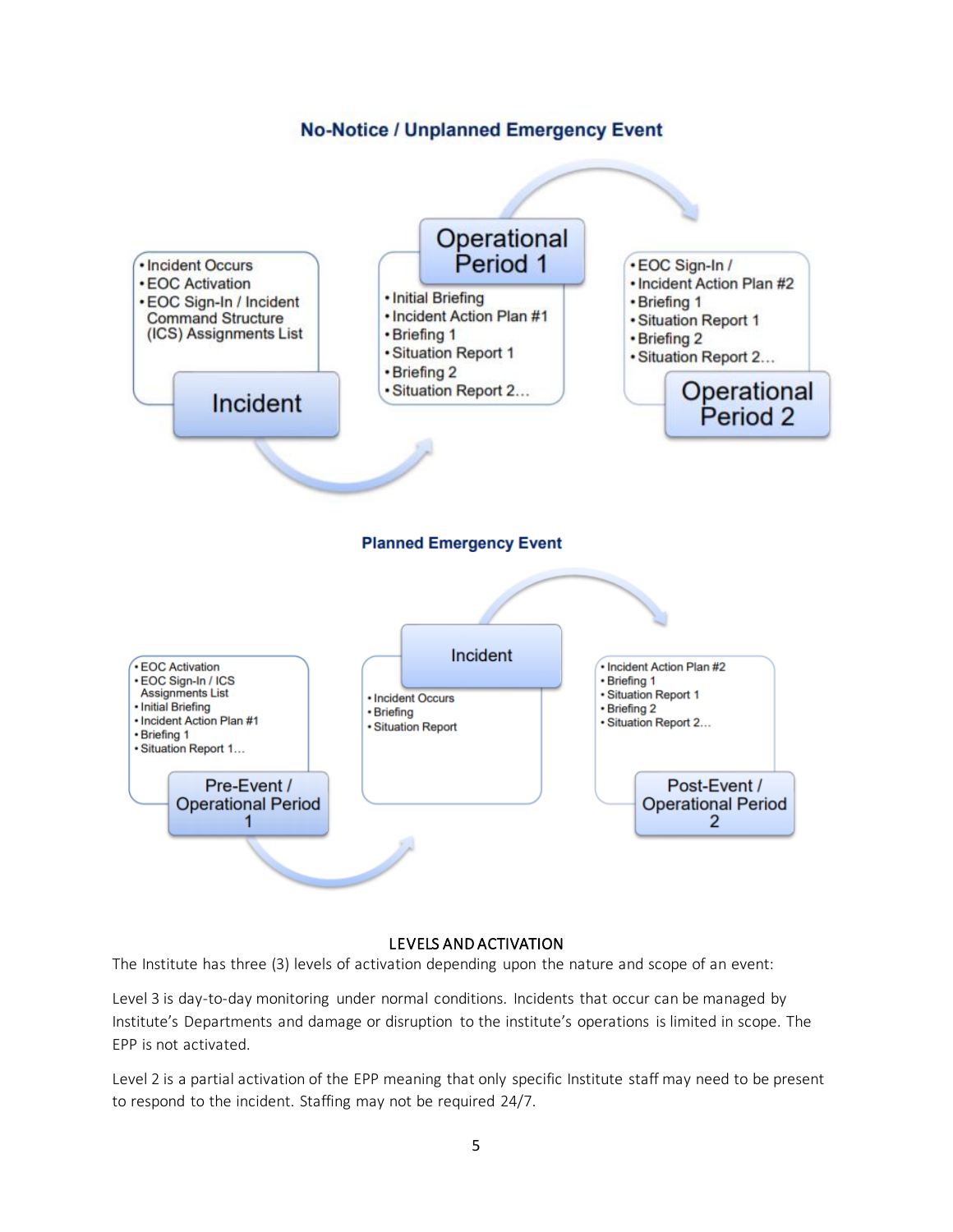### No-Notice / Unplanned Emergency Event

**Incident**
- Incident Occurs
- EOC Activation
- EOC Sign-In / Incident Command Structure (ICS) Assignments List

**Operational Period 1**
- Initial Briefing
- Incident Action Plan #1
- Briefing 1
- Situation Report 1
- Briefing 2
- Situation Report 2…

**Operational Period 2**
- EOC Sign-In /
- Incident Action Plan #2
- Briefing 1
- Situation Report 1
- Briefing 2
- Situation Report 2…

### Planned Emergency Event

**Pre-Event / Operational Period 1**
- EOC Activation
- EOC Sign-In / ICS Assignments List
- Initial Briefing
- Incident Action Plan #1
- Briefing 1
- Situation Report 1…

**Incident**
- Incident Occurs
- Briefing
- Situation Report

**Post-Event / Operational Period 2**
- Incident Action Plan #2
- Briefing 1
- Situation Report 1
- Briefing 2
- Situation Report 2…

## LEVELS AND ACTIVATION

The Institute has three (3) levels of activation depending upon the nature and scope of an event:

Level 3 is day-to-day monitoring under normal conditions. Incidents that occur can be managed by Institute's Departments and damage or disruption to the institute's operations is limited in scope. The EPP is not activated.

Level 2 is a partial activation of the EPP meaning that only specific Institute staff may need to be present to respond to the incident. Staffing may not be required 24/7.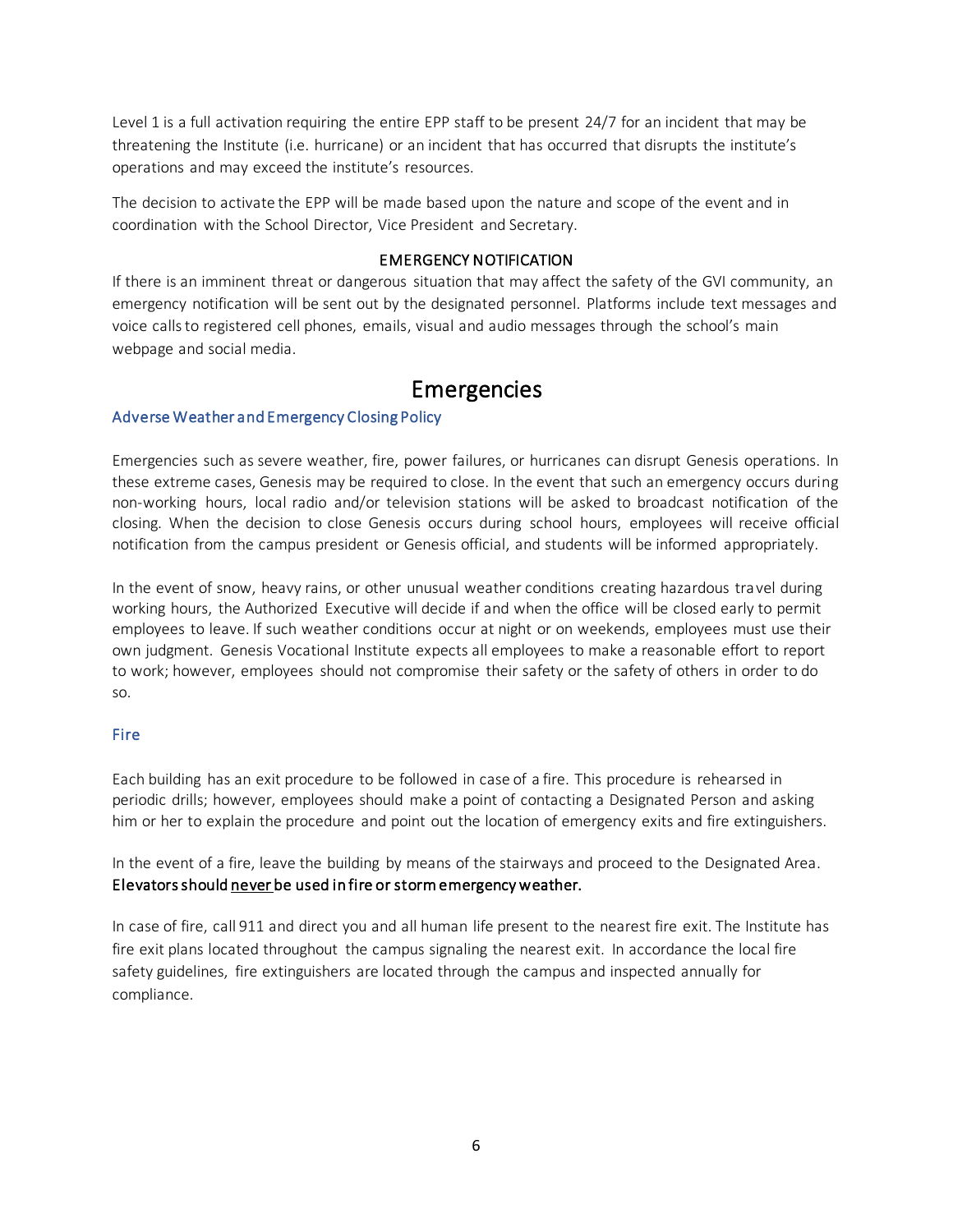Level 1 is a full activation requiring the entire EPP staff to be present 24/7 for an incident that may be threatening the Institute (i.e. hurricane) or an incident that has occurred that disrupts the institute's operations and may exceed the institute's resources.

The decision to activate the EPP will be made based upon the nature and scope of the event and in coordination with the School Director, Vice President and Secretary.

### EMERGENCY NOTIFICATION

If there is an imminent threat or dangerous situation that may affect the safety of the GVI community, an emergency notification will be sent out by the designated personnel. Platforms include text messages and voice calls to registered cell phones, emails, visual and audio messages through the school's main webpage and social media.

# Emergencies

## Adverse Weather and Emergency Closing Policy

Emergencies such as severe weather, fire, power failures, or hurricanes can disrupt Genesis operations. In these extreme cases, Genesis may be required to close. In the event that such an emergency occurs during non-working hours, local radio and/or television stations will be asked to broadcast notification of the closing. When the decision to close Genesis occurs during school hours, employees will receive official notification from the campus president or Genesis official, and students will be informed appropriately.

In the event of snow, heavy rains, or other unusual weather conditions creating hazardous travel during working hours, the Authorized Executive will decide if and when the office will be closed early to permit employees to leave. If such weather conditions occur at night or on weekends, employees must use their own judgment. Genesis Vocational Institute expects all employees to make a reasonable effort to report to work; however, employees should not compromise their safety or the safety of others in order to do so.

## Fire

Each building has an exit procedure to be followed in case of a fire. This procedure is rehearsed in periodic drills; however, employees should make a point of contacting a Designated Person and asking him or her to explain the procedure and point out the location of emergency exits and fire extinguishers.

In the event of a fire, leave the building by means of the stairways and proceed to the Designated Area. **Elevators should <u>never</u> be used in fire or storm emergency weather.**

In case of fire, call 911 and direct you and all human life present to the nearest fire exit. The Institute has fire exit plans located throughout the campus signaling the nearest exit. In accordance the local fire safety guidelines, fire extinguishers are located through the campus and inspected annually for compliance.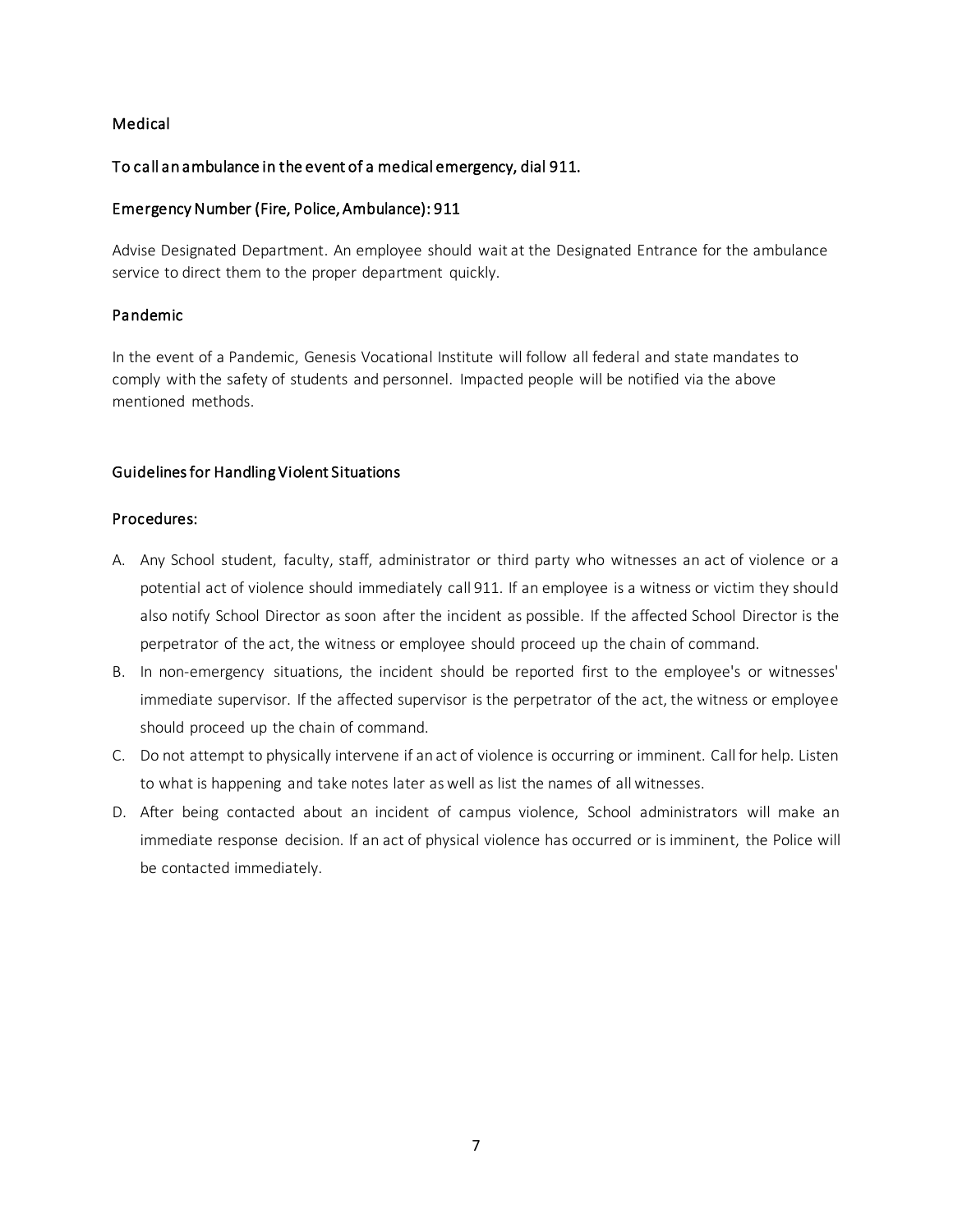## Medical

### To call an ambulance in the event of a medical emergency, dial 911.

### Emergency Number (Fire, Police, Ambulance): 911

Advise Designated Department. An employee should wait at the Designated Entrance for the ambulance service to direct them to the proper department quickly.

## Pandemic

In the event of a Pandemic, Genesis Vocational Institute will follow all federal and state mandates to comply with the safety of students and personnel. Impacted people will be notified via the above mentioned methods.

## Guidelines for Handling Violent Situations

### Procedures:

A. Any School student, faculty, staff, administrator or third party who witnesses an act of violence or a potential act of violence should immediately call 911. If an employee is a witness or victim they should also notify School Director as soon after the incident as possible. If the affected School Director is the perpetrator of the act, the witness or employee should proceed up the chain of command.

B. In non-emergency situations, the incident should be reported first to the employee's or witnesses' immediate supervisor. If the affected supervisor is the perpetrator of the act, the witness or employee should proceed up the chain of command.

C. Do not attempt to physically intervene if an act of violence is occurring or imminent. Call for help. Listen to what is happening and take notes later as well as list the names of all witnesses.

D. After being contacted about an incident of campus violence, School administrators will make an immediate response decision. If an act of physical violence has occurred or is imminent, the Police will be contacted immediately.